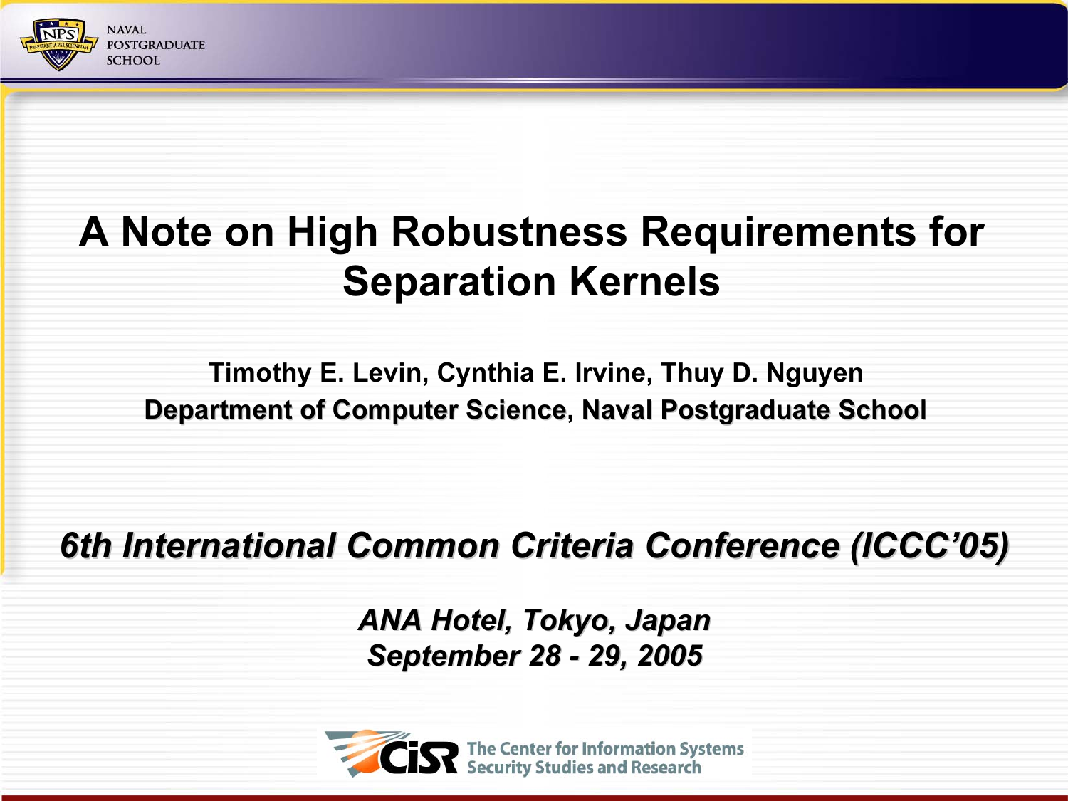# A Note on High Robustness Requirements for Separation Kernels

**Timothy E. Levin, Cynthia E. Irvine, Thuy D. Nguyen**

**Department of Computer Science, Naval Postgraduate School**

***6th International Common Criteria Conference (ICCC'05)***

***ANA Hotel, Tokyo, Japan***

***September 28 - 29, 2005***

The Center for Information Systems Security Studies and Research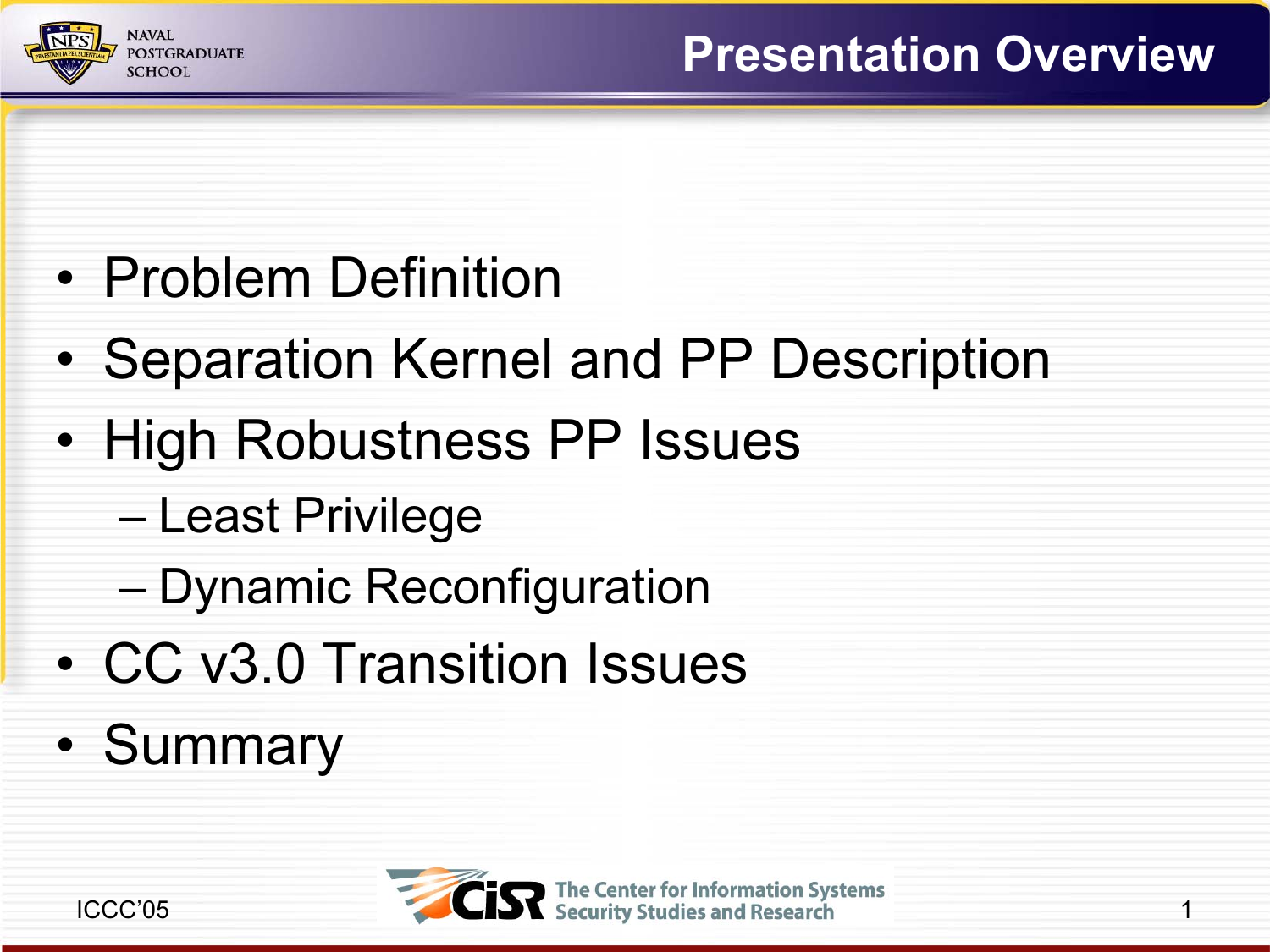# Presentation Overview

- Problem Definition
- Separation Kernel and PP Description
- High Robustness PP Issues
  - Least Privilege
  - Dynamic Reconfiguration
- CC v3.0 Transition Issues
- Summary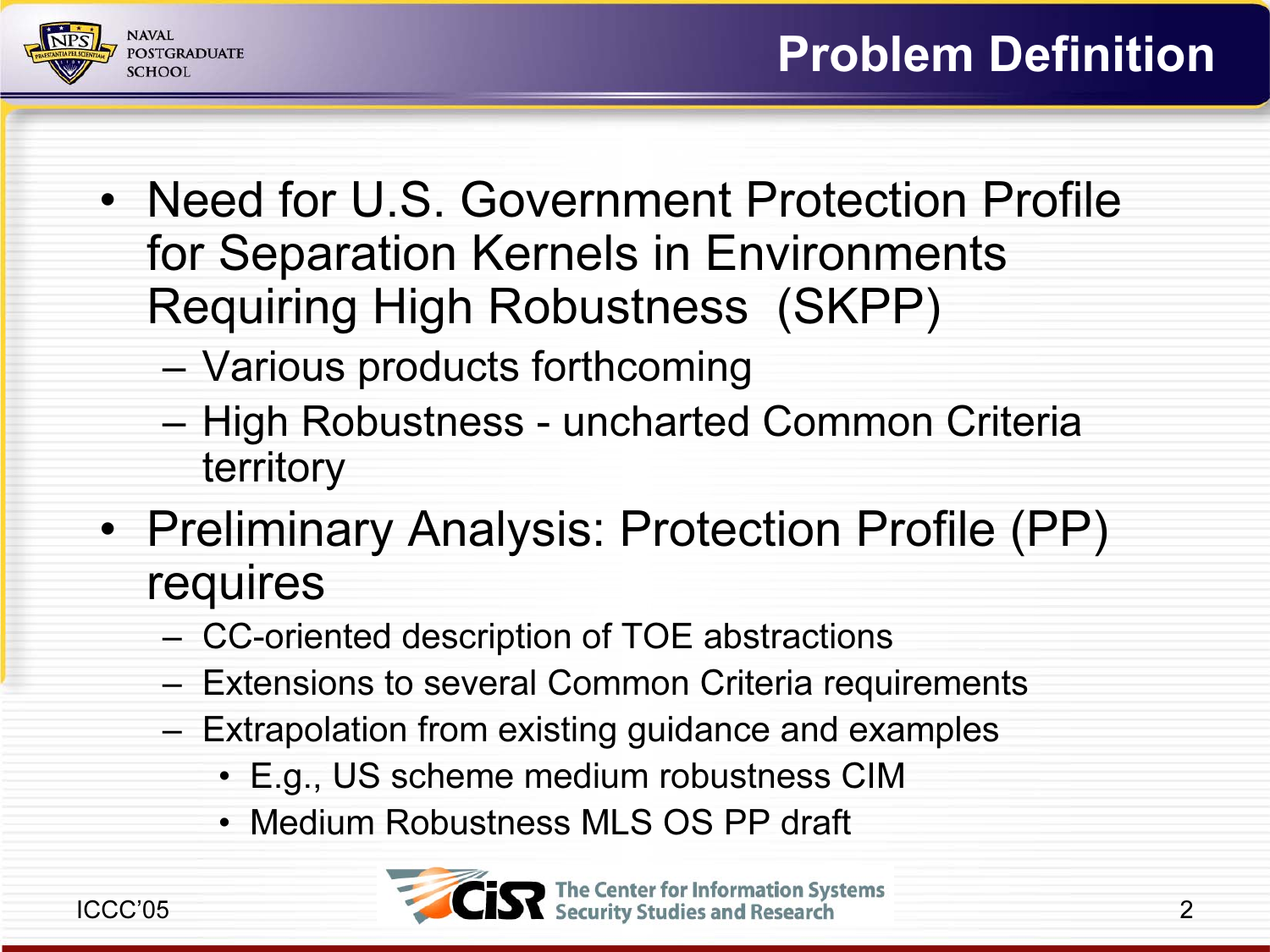# Problem Definition

- Need for U.S. Government Protection Profile for Separation Kernels in Environments Requiring High Robustness (SKPP)
  - Various products forthcoming
  - High Robustness - uncharted Common Criteria territory
- Preliminary Analysis: Protection Profile (PP) requires
  - CC-oriented description of TOE abstractions
  - Extensions to several Common Criteria requirements
  - Extrapolation from existing guidance and examples
    - E.g., US scheme medium robustness CIM
    - Medium Robustness MLS OS PP draft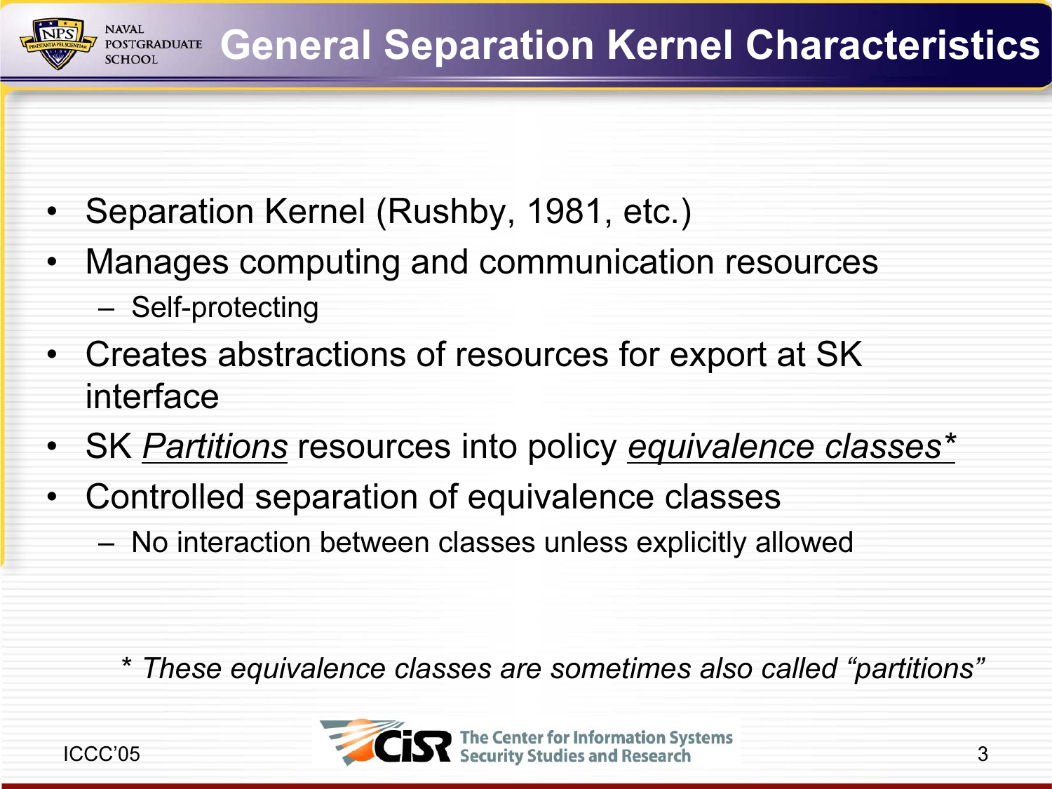# General Separation Kernel Characteristics

- Separation Kernel (Rushby, 1981, etc.)
- Manages computing and communication resources
  - Self-protecting
- Creates abstractions of resources for export at SK interface
- SK *Partitions* resources into policy *equivalence classes*\*
- Controlled separation of equivalence classes
  - No interaction between classes unless explicitly allowed

\* *These equivalence classes are sometimes also called "partitions"*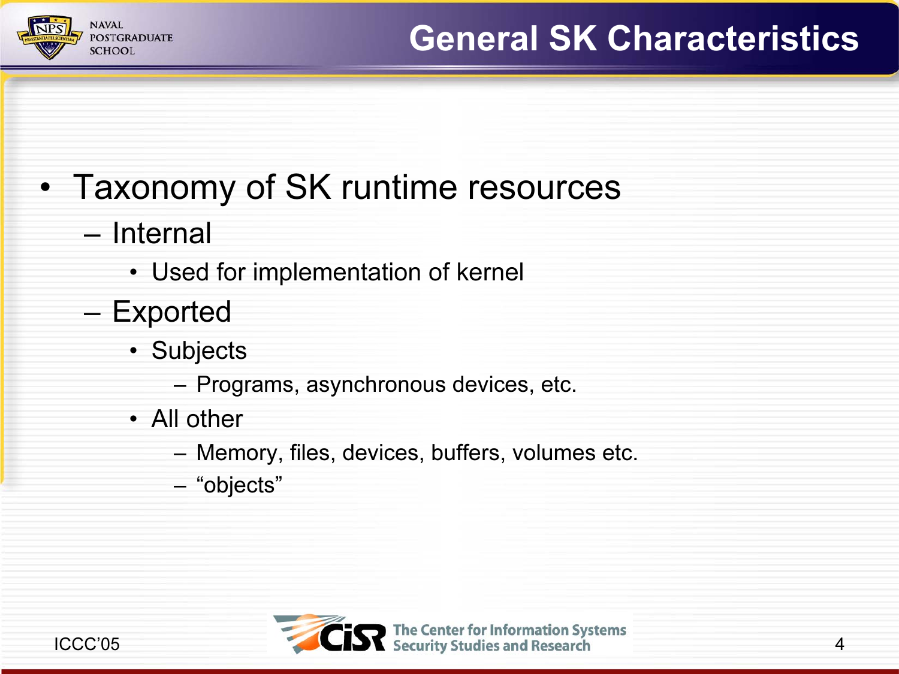# General SK Characteristics

- Taxonomy of SK runtime resources
  - Internal
    - Used for implementation of kernel
  - Exported
    - Subjects
      - Programs, asynchronous devices, etc.
    - All other
      - Memory, files, devices, buffers, volumes etc.
      - “objects”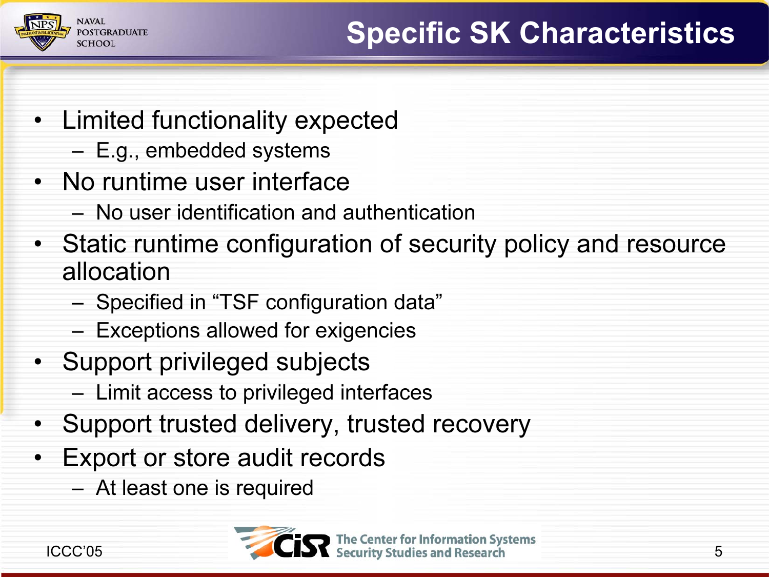# Specific SK Characteristics

- Limited functionality expected
  - E.g., embedded systems
- No runtime user interface
  - No user identification and authentication
- Static runtime configuration of security policy and resource allocation
  - Specified in "TSF configuration data"
  - Exceptions allowed for exigencies
- Support privileged subjects
  - Limit access to privileged interfaces
- Support trusted delivery, trusted recovery
- Export or store audit records
  - At least one is required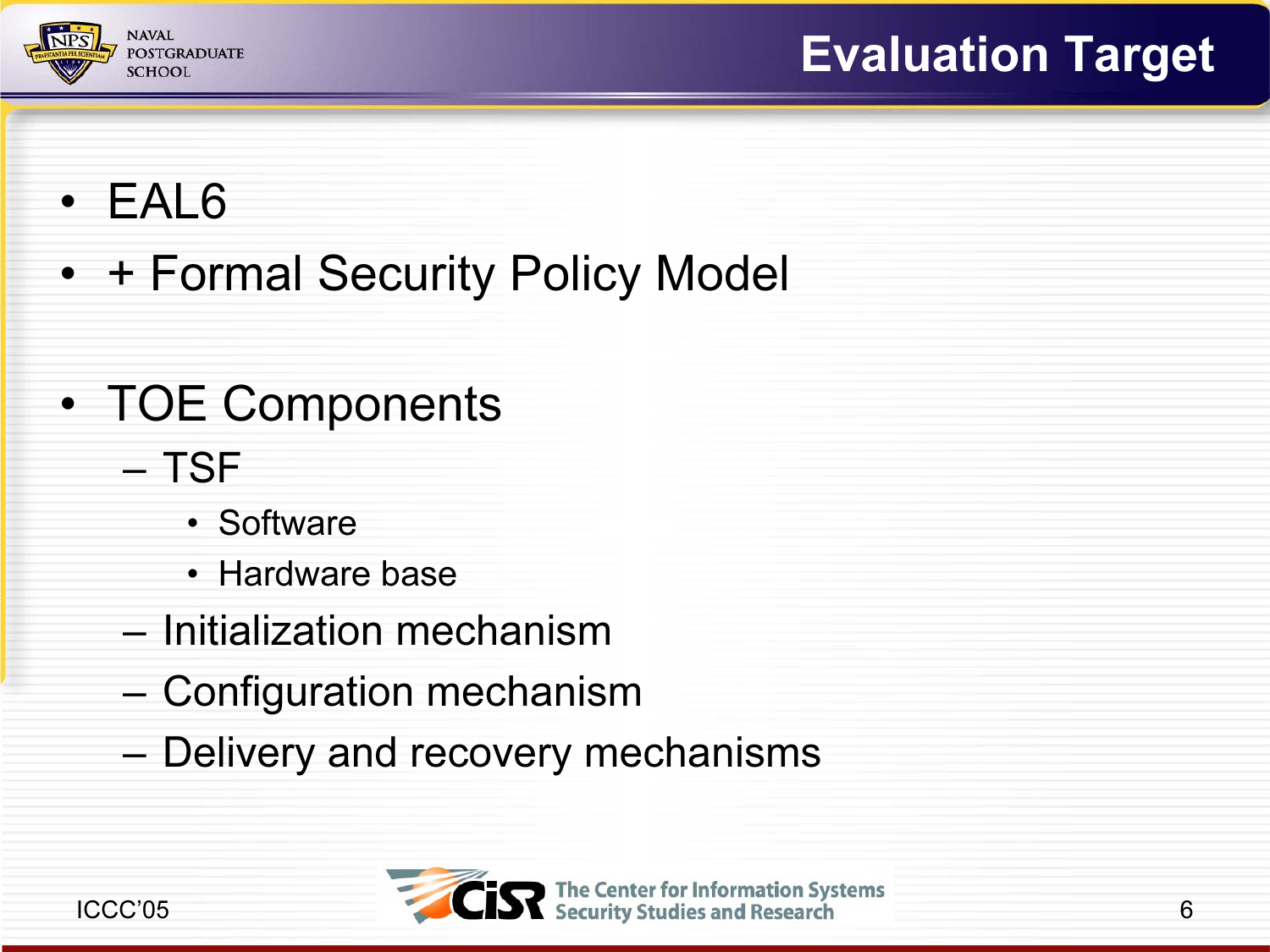# Evaluation Target

- EAL6
- + Formal Security Policy Model

- TOE Components
  - TSF
    - Software
    - Hardware base
  - Initialization mechanism
  - Configuration mechanism
  - Delivery and recovery mechanisms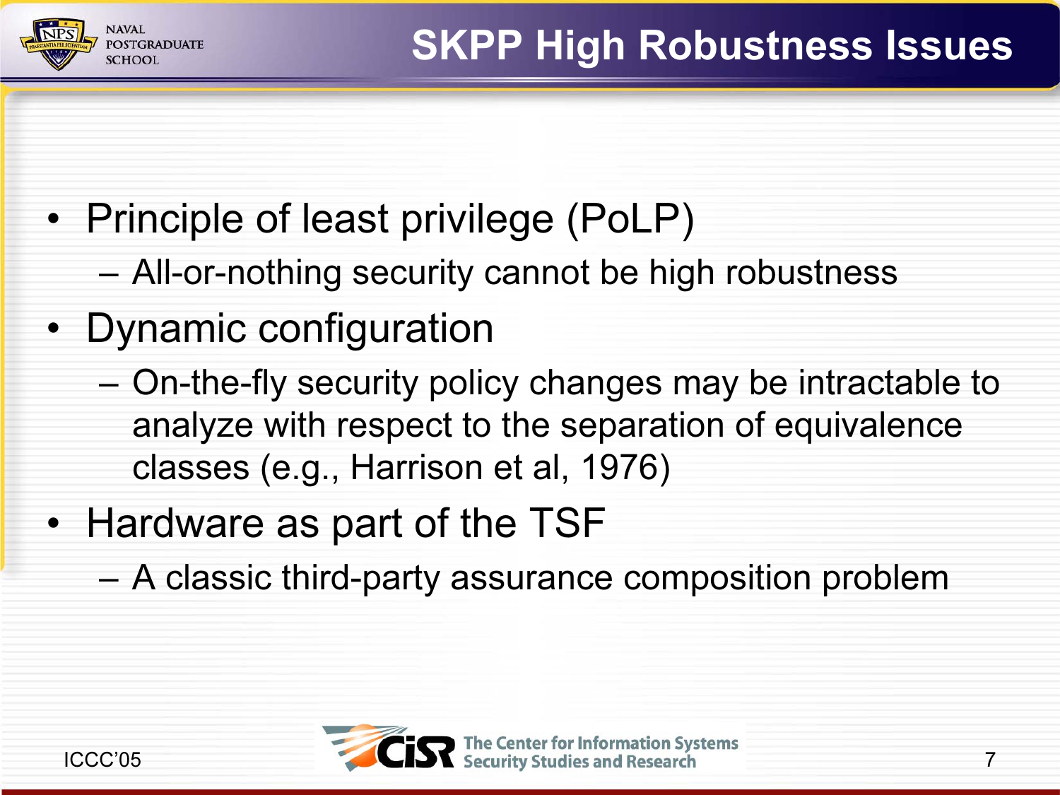# SKPP High Robustness Issues

- Principle of least privilege (PoLP)
  - All-or-nothing security cannot be high robustness
- Dynamic configuration
  - On-the-fly security policy changes may be intractable to analyze with respect to the separation of equivalence classes (e.g., Harrison et al, 1976)
- Hardware as part of the TSF
  - A classic third-party assurance composition problem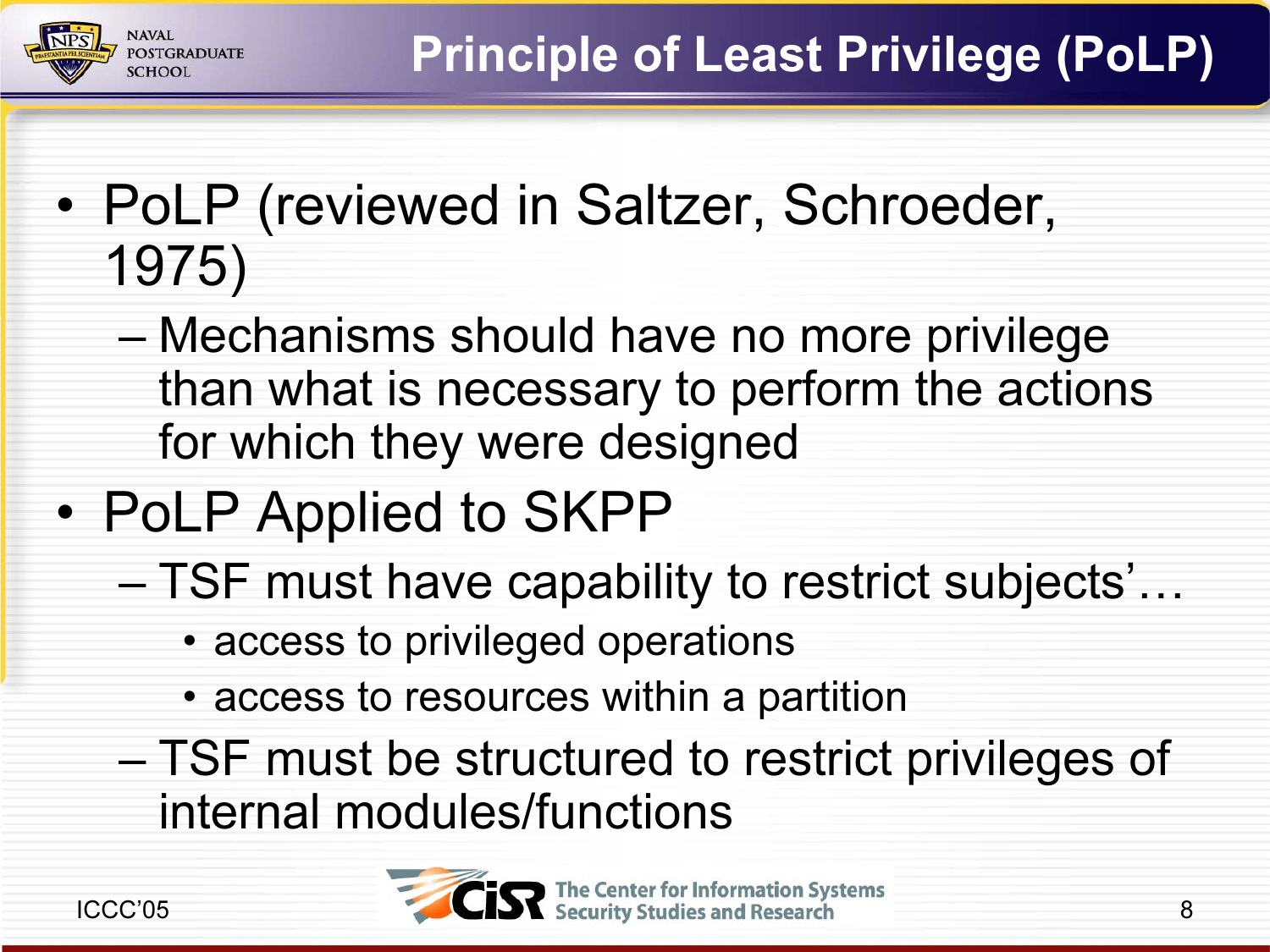# Principle of Least Privilege (PoLP)

- PoLP (reviewed in Saltzer, Schroeder, 1975)
  - Mechanisms should have no more privilege than what is necessary to perform the actions for which they were designed
- PoLP Applied to SKPP
  - TSF must have capability to restrict subjects'…
    - access to privileged operations
    - access to resources within a partition
  - TSF must be structured to restrict privileges of internal modules/functions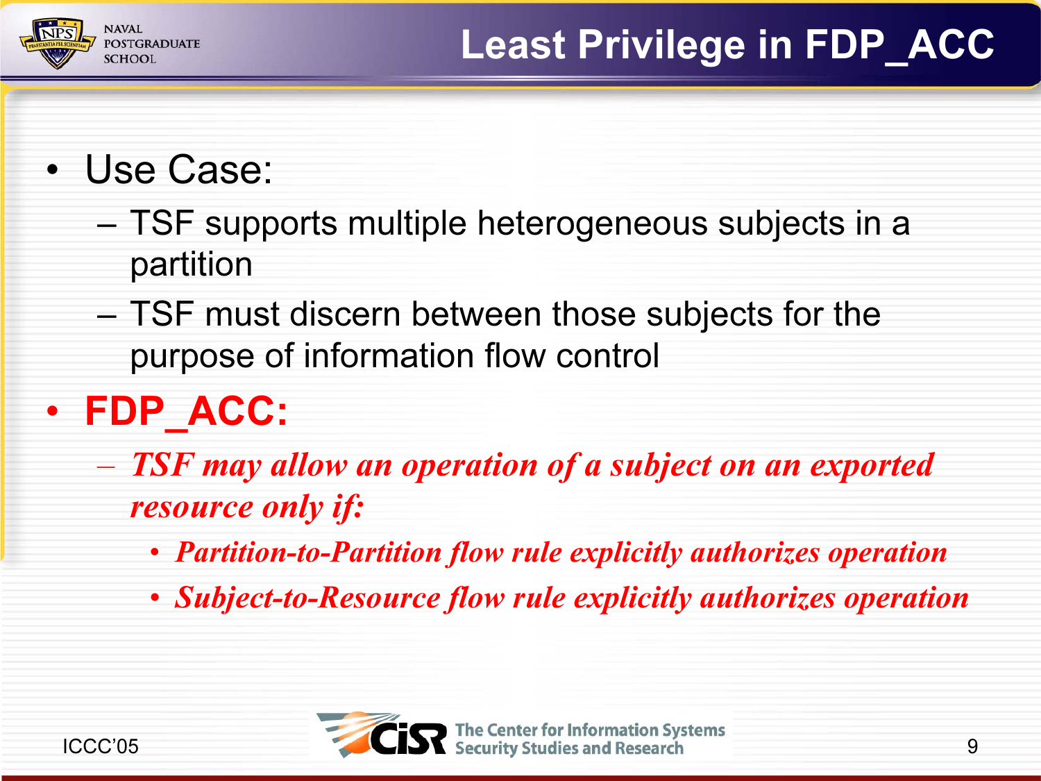# Least Privilege in FDP_ACC

- Use Case:
  - TSF supports multiple heterogeneous subjects in a partition
  - TSF must discern between those subjects for the purpose of information flow control
- **FDP_ACC:**
  - *TSF may allow an operation of a subject on an exported resource only if:*
    - *Partition-to-Partition flow rule explicitly authorizes operation*
    - *Subject-to-Resource flow rule explicitly authorizes operation*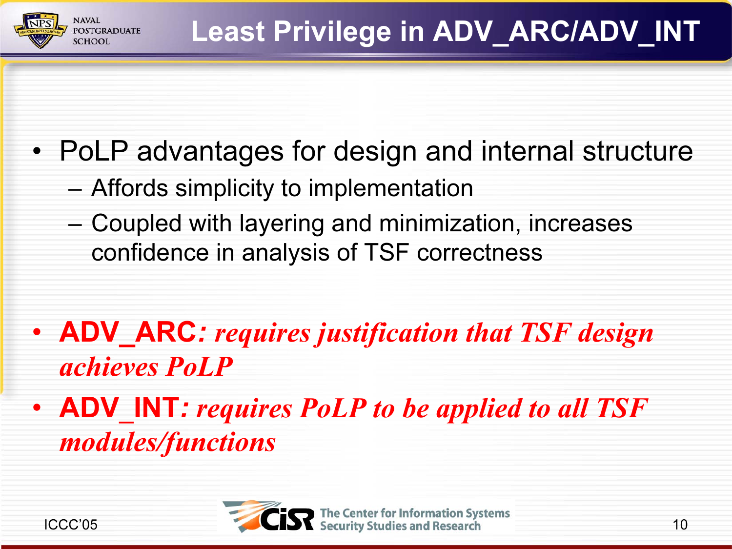# Least Privilege in ADV_ARC/ADV_INT

- PoLP advantages for design and internal structure
  - Affords simplicity to implementation
  - Coupled with layering and minimization, increases confidence in analysis of TSF correctness
- **ADV_ARC*: requires justification that TSF design achieves PoLP***
- **ADV_INT*: requires PoLP to be applied to all TSF modules/functions***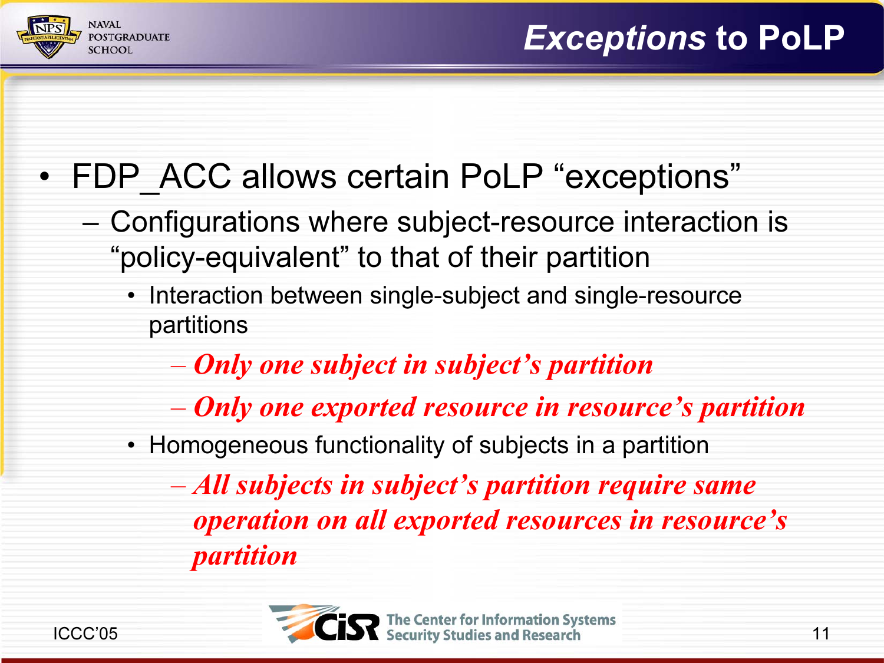# *Exceptions* to PoLP

- FDP_ACC allows certain PoLP "exceptions"
  - Configurations where subject-resource interaction is "policy-equivalent" to that of their partition
    - Interaction between single-subject and single-resource partitions
      - ***Only one subject in subject's partition***
      - ***Only one exported resource in resource's partition***
    - Homogeneous functionality of subjects in a partition
      - ***All subjects in subject's partition require same operation on all exported resources in resource's partition***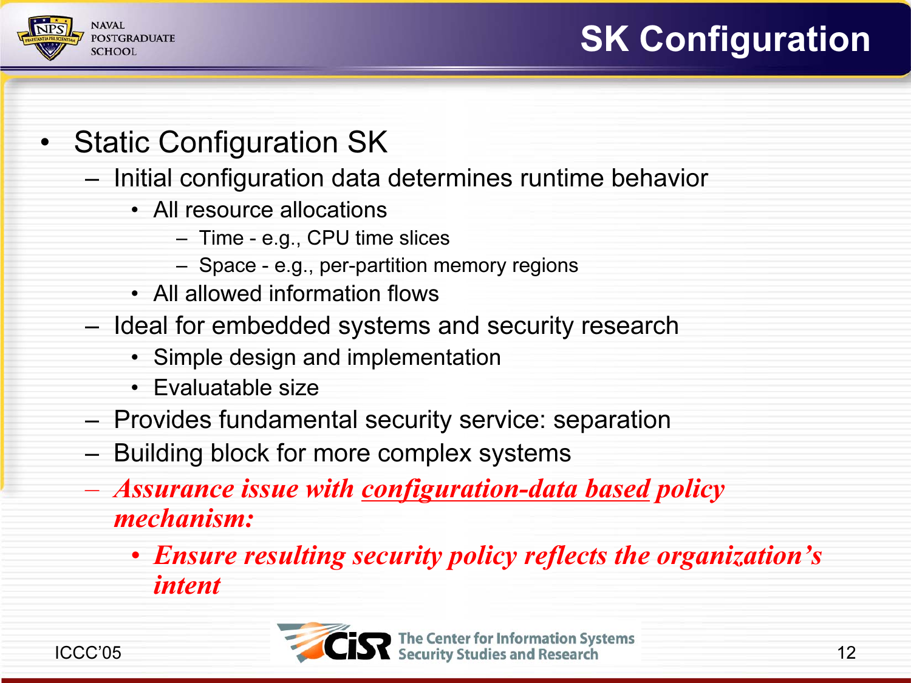# SK Configuration

- Static Configuration SK
  - Initial configuration data determines runtime behavior
    - All resource allocations
      - Time - e.g., CPU time slices
      - Space - e.g., per-partition memory regions
    - All allowed information flows
  - Ideal for embedded systems and security research
    - Simple design and implementation
    - Evaluatable size
  - Provides fundamental security service: separation
  - Building block for more complex systems
  - ***Assurance issue with <u>configuration-data based</u> policy mechanism:***
    - ***Ensure resulting security policy reflects the organization's intent***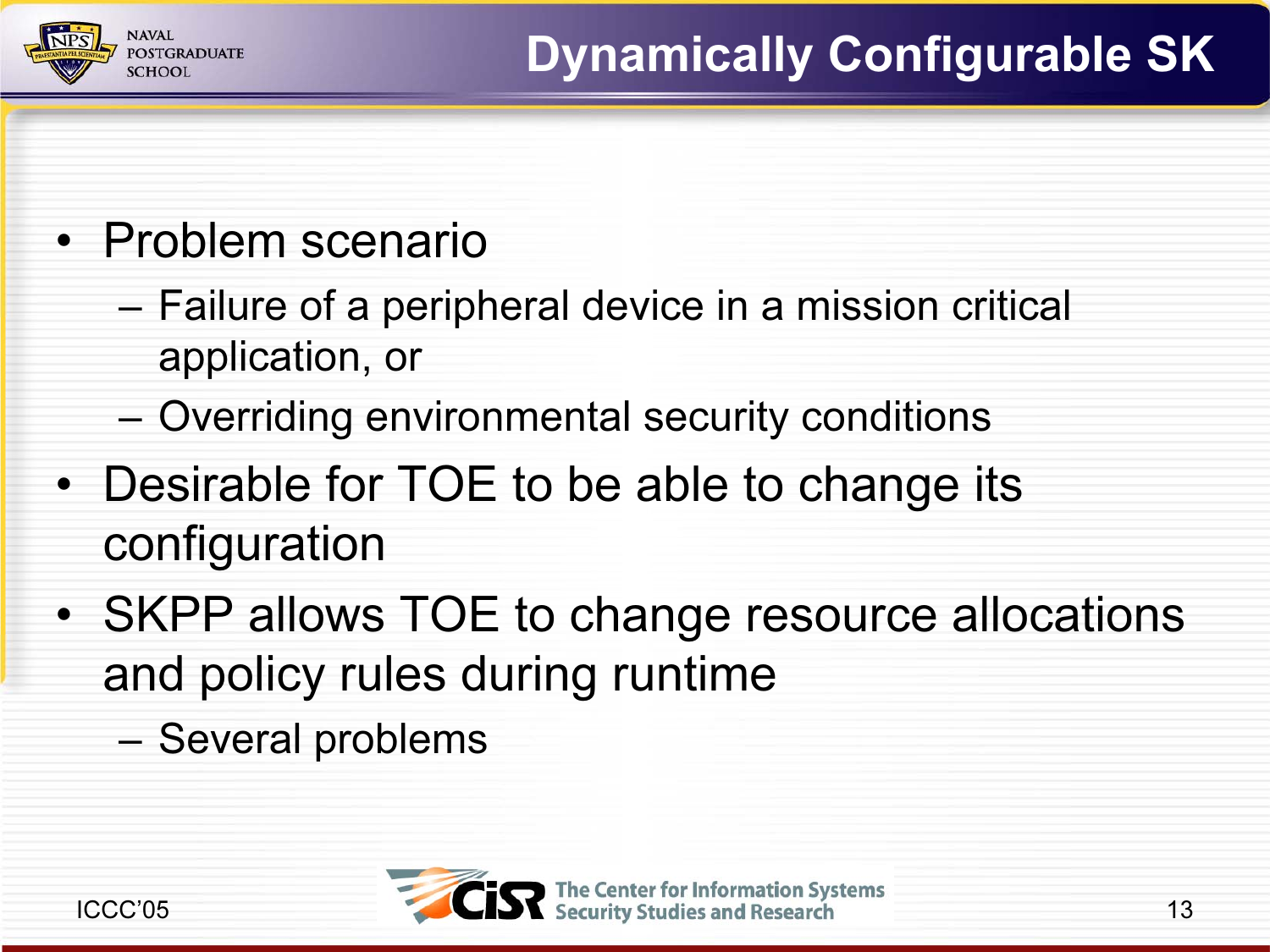# Dynamically Configurable SK

- Problem scenario
  - Failure of a peripheral device in a mission critical application, or
  - Overriding environmental security conditions
- Desirable for TOE to be able to change its configuration
- SKPP allows TOE to change resource allocations and policy rules during runtime
  - Several problems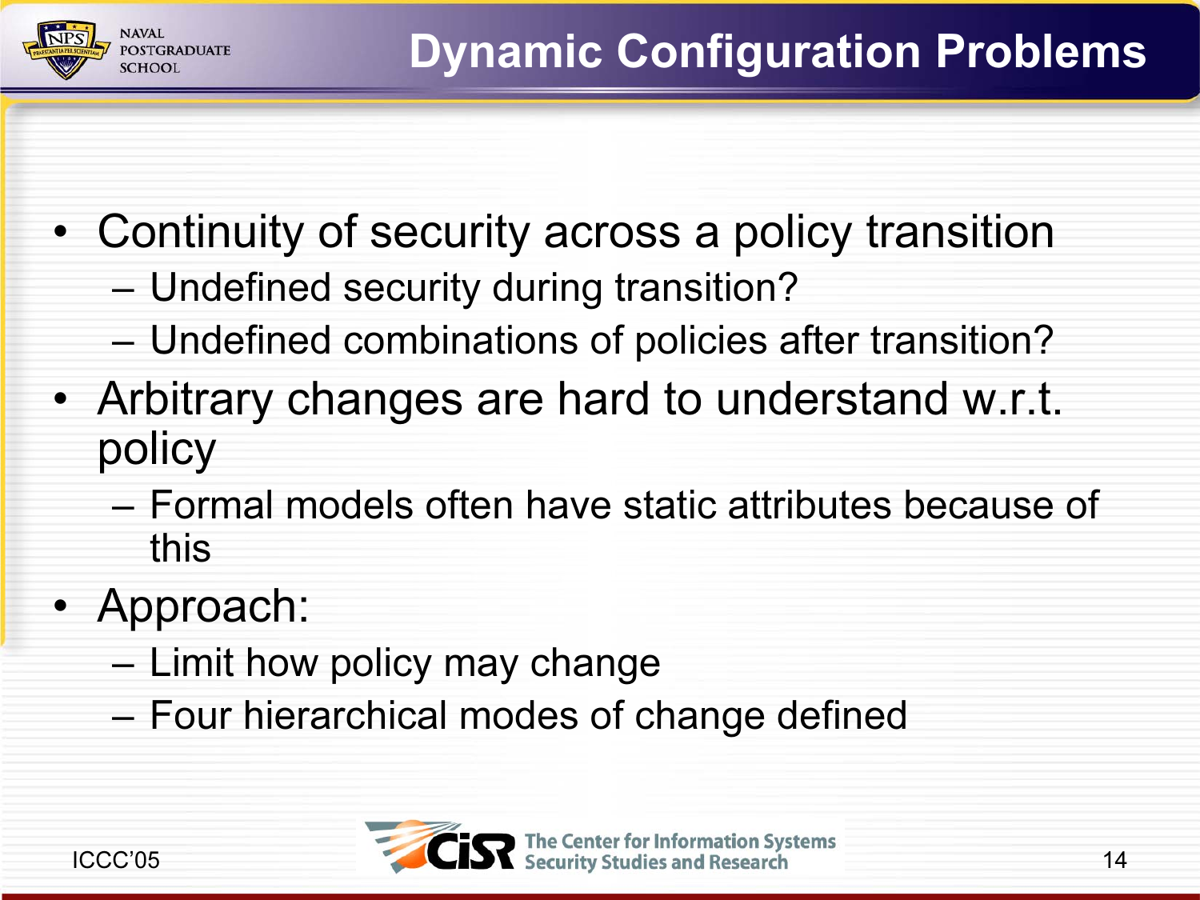# Dynamic Configuration Problems

- Continuity of security across a policy transition
  - Undefined security during transition?
  - Undefined combinations of policies after transition?
- Arbitrary changes are hard to understand w.r.t. policy
  - Formal models often have static attributes because of this
- Approach:
  - Limit how policy may change
  - Four hierarchical modes of change defined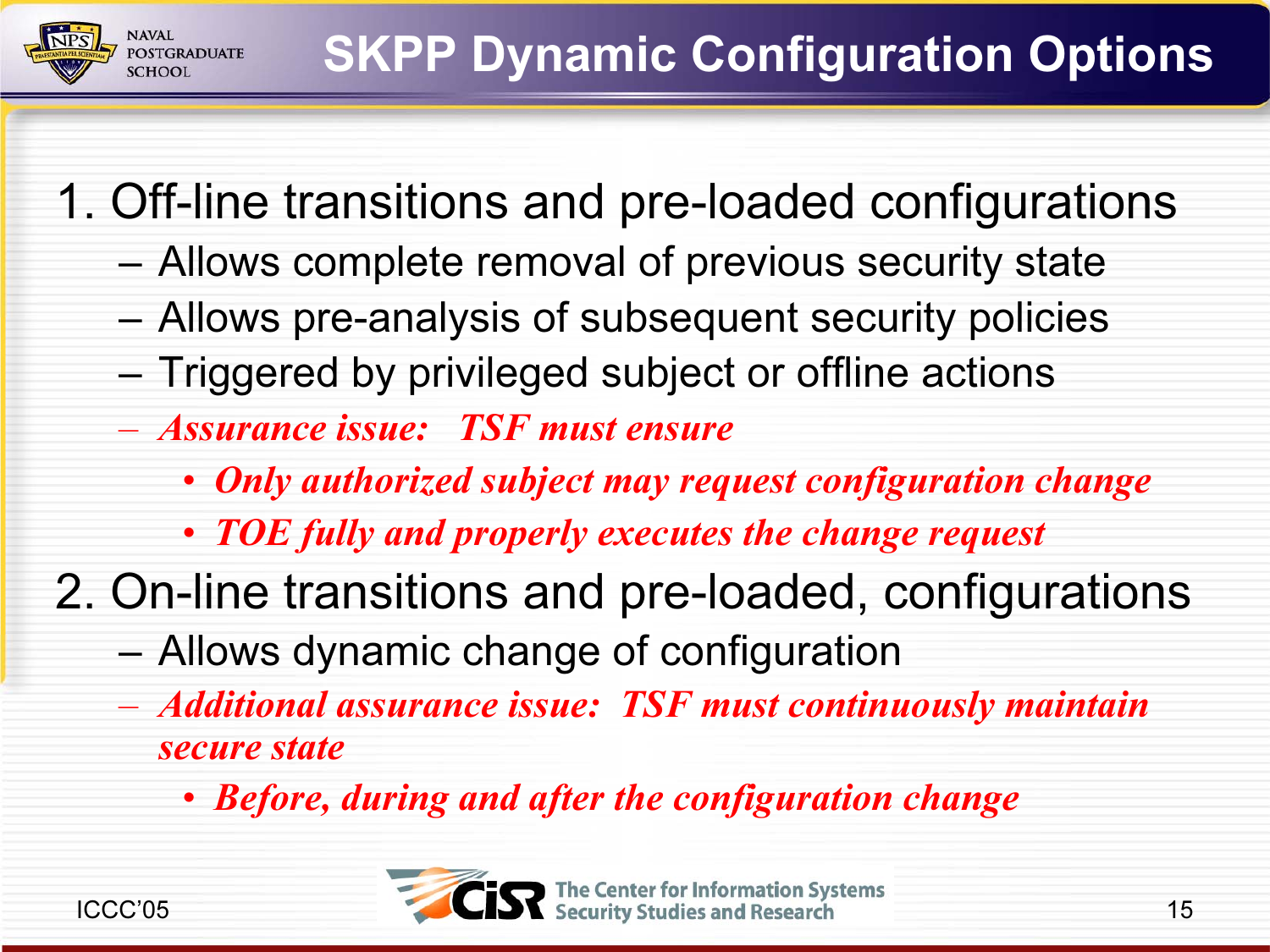# SKPP Dynamic Configuration Options

1. Off-line transitions and pre-loaded configurations
   - Allows complete removal of previous security state
   - Allows pre-analysis of subsequent security policies
   - Triggered by privileged subject or offline actions
   - ***Assurance issue: TSF must ensure***
     - ***Only authorized subject may request configuration change***
     - ***TOE fully and properly executes the change request***
2. On-line transitions and pre-loaded, configurations
   - Allows dynamic change of configuration
   - ***Additional assurance issue: TSF must continuously maintain secure state***
     - ***Before, during and after the configuration change***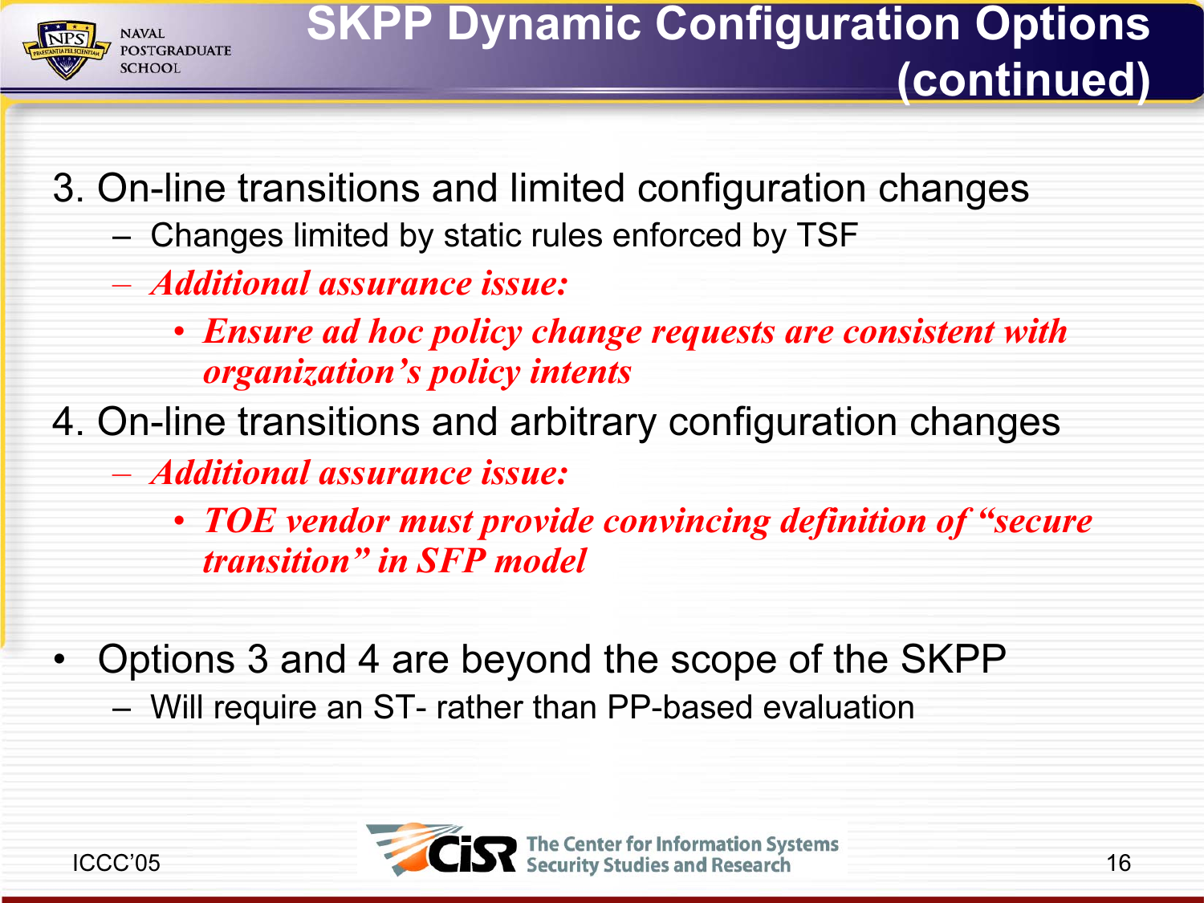# SKPP Dynamic Configuration Options (continued)

3. On-line transitions and limited configuration changes
   - Changes limited by static rules enforced by TSF
   - ***Additional assurance issue:***
     - ***Ensure ad hoc policy change requests are consistent with organization's policy intents***
4. On-line transitions and arbitrary configuration changes
   - ***Additional assurance issue:***
     - ***TOE vendor must provide convincing definition of "secure transition" in SFP model***

- Options 3 and 4 are beyond the scope of the SKPP
  - Will require an ST- rather than PP-based evaluation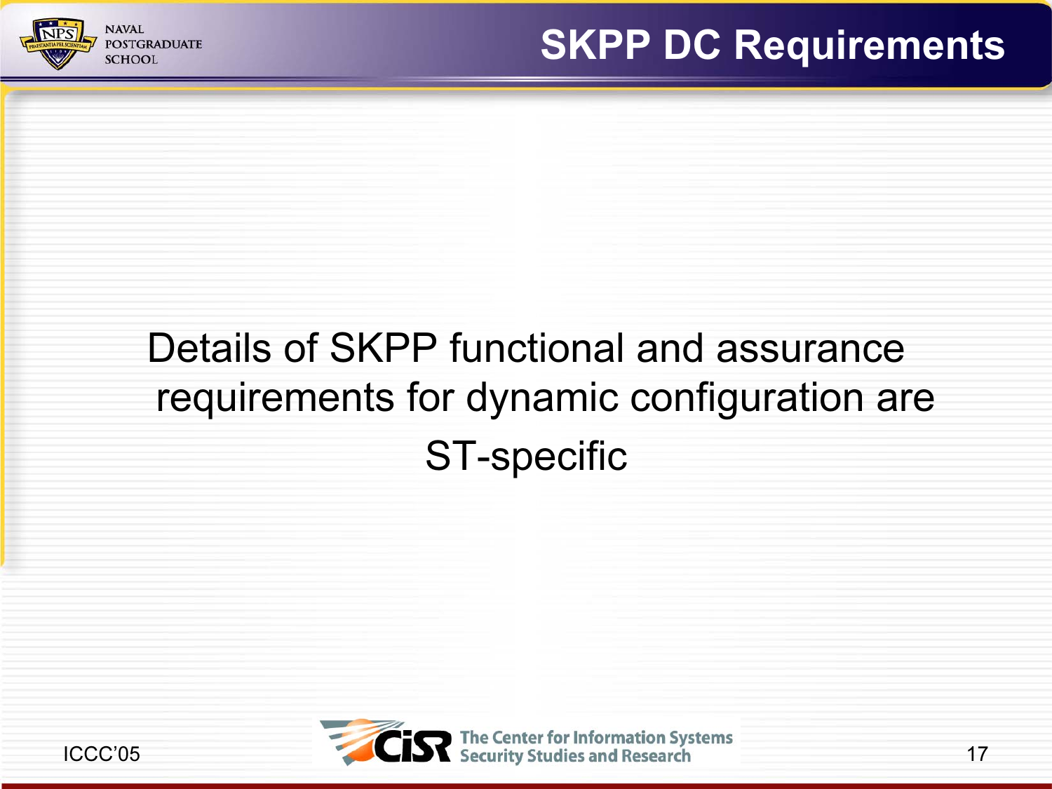# SKPP DC Requirements

Details of SKPP functional and assurance requirements for dynamic configuration are ST-specific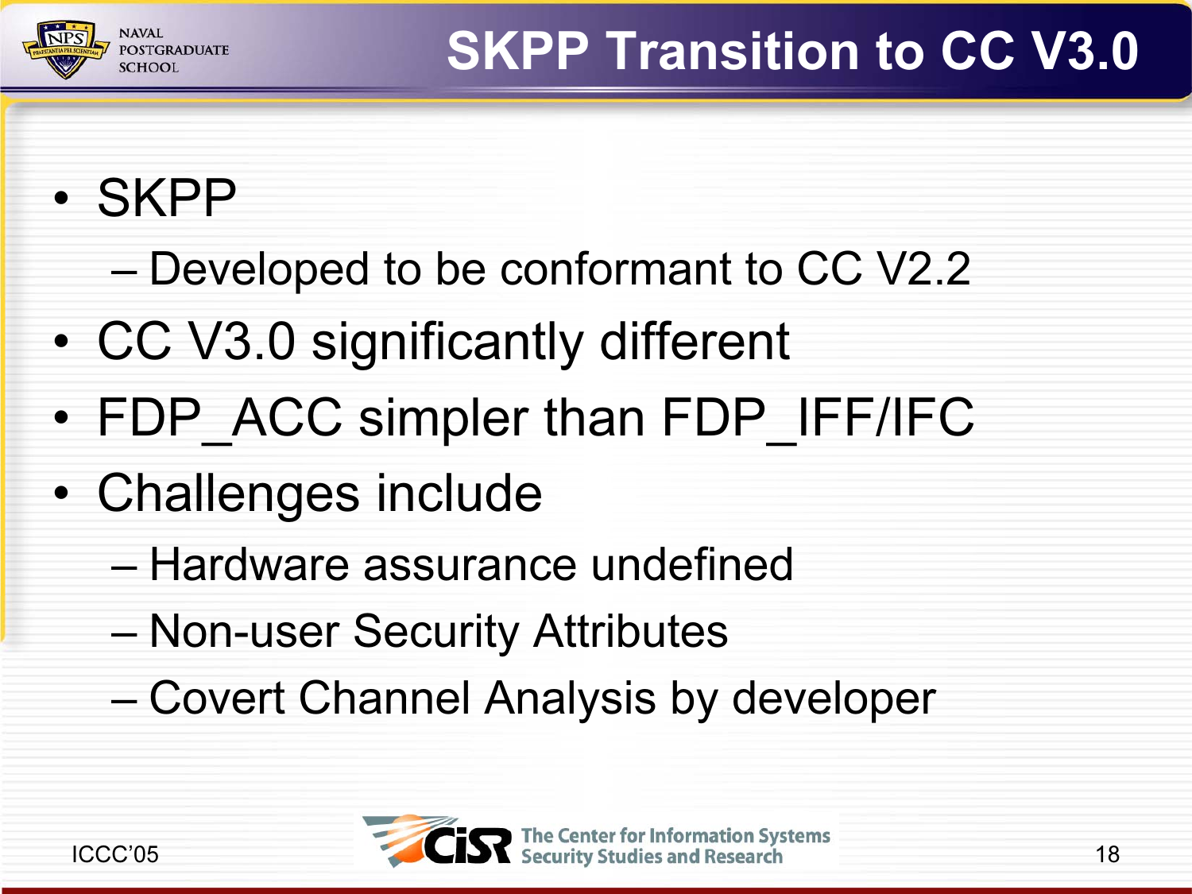# SKPP Transition to CC V3.0

- SKPP
  - Developed to be conformant to CC V2.2
- CC V3.0 significantly different
- FDP_ACC simpler than FDP_IFF/IFC
- Challenges include
  - Hardware assurance undefined
  - Non-user Security Attributes
  - Covert Channel Analysis by developer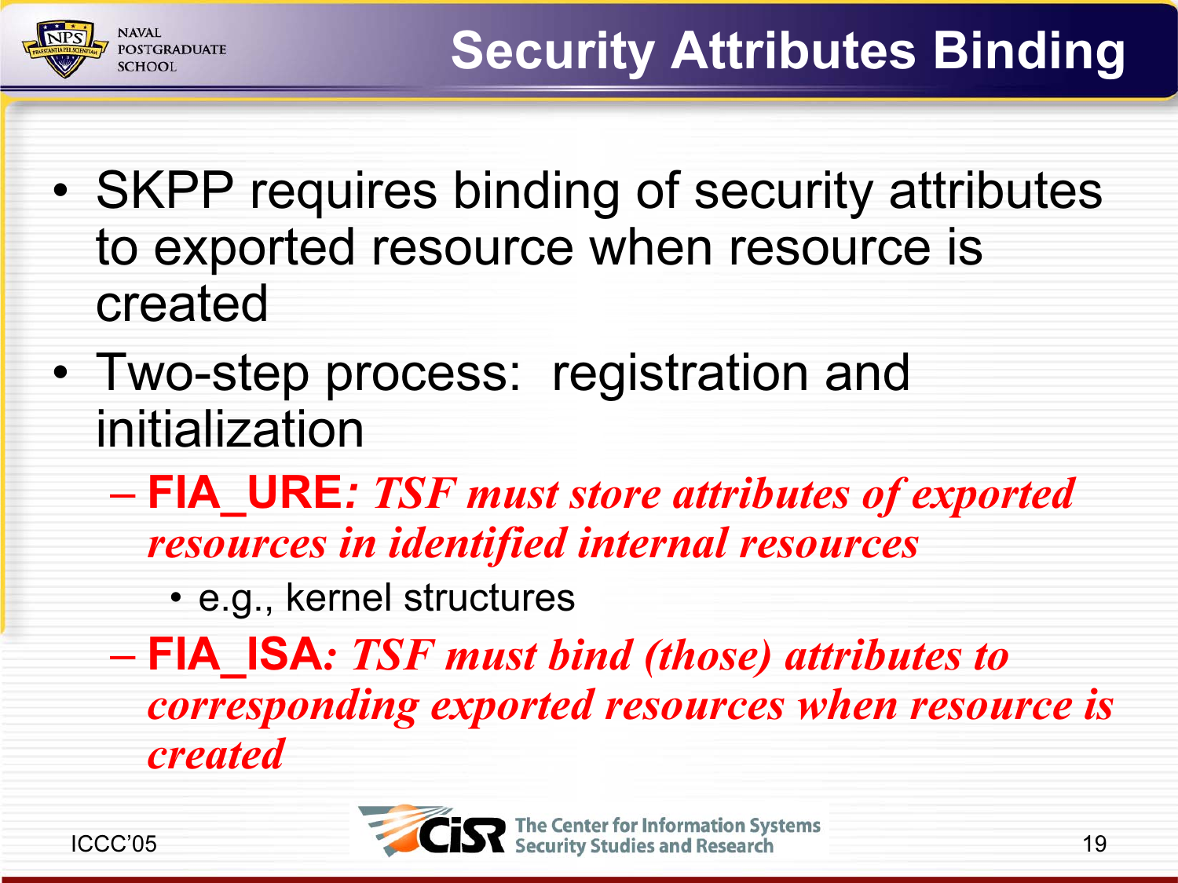# Security Attributes Binding

- SKPP requires binding of security attributes to exported resource when resource is created
- Two-step process: registration and initialization
  - **FIA_URE**: *TSF must store attributes of exported resources in identified internal resources*
    - e.g., kernel structures
  - **FIA_ISA**: *TSF must bind (those) attributes to corresponding exported resources when resource is created*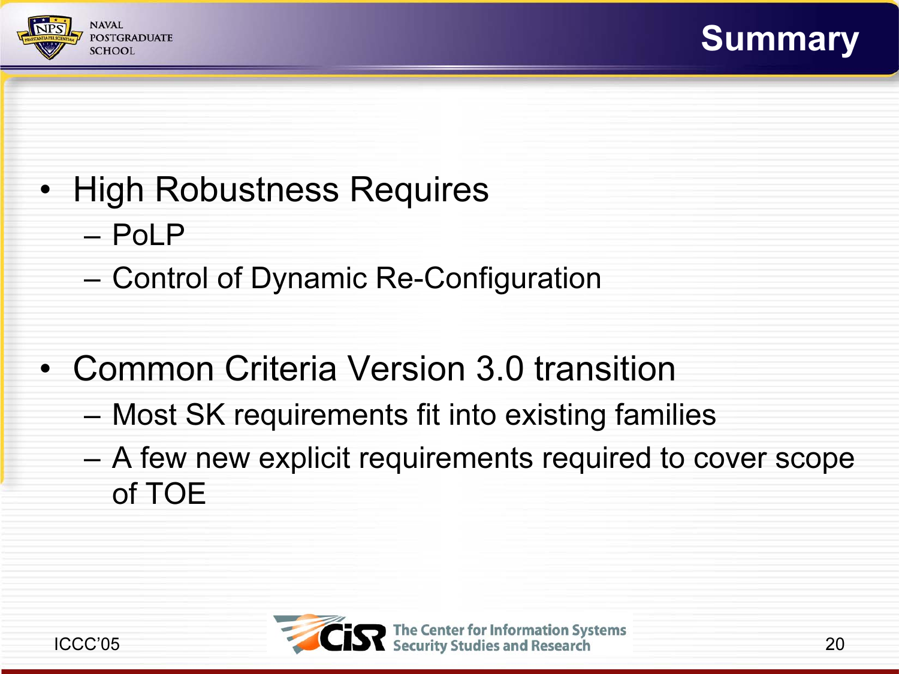# Summary

- High Robustness Requires
  - PoLP
  - Control of Dynamic Re-Configuration

- Common Criteria Version 3.0 transition
  - Most SK requirements fit into existing families
  - A few new explicit requirements required to cover scope of TOE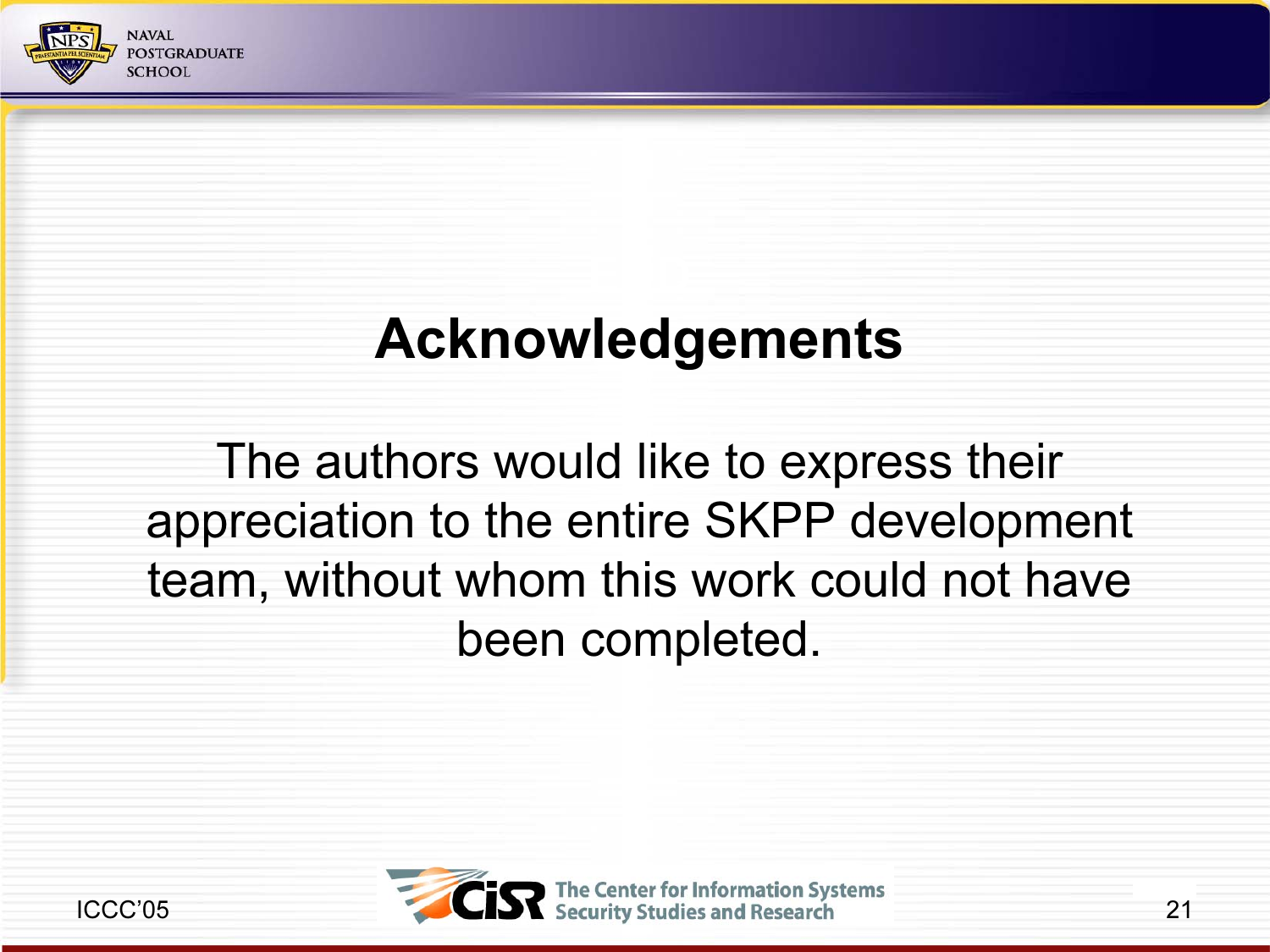# Acknowledgements

The authors would like to express their appreciation to the entire SKPP development team, without whom this work could not have been completed.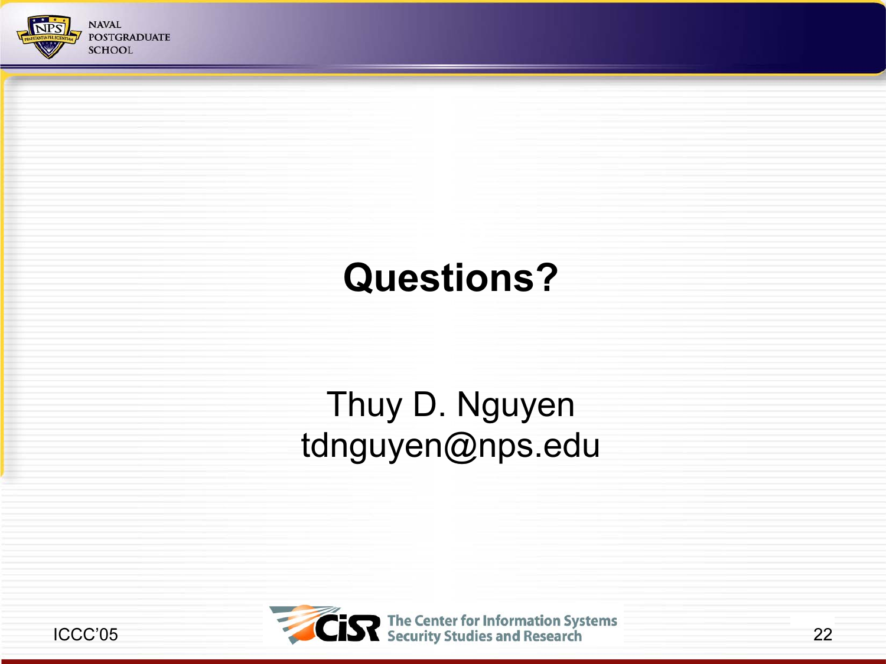# Questions?

Thuy D. Nguyen
tdnguyen@nps.edu